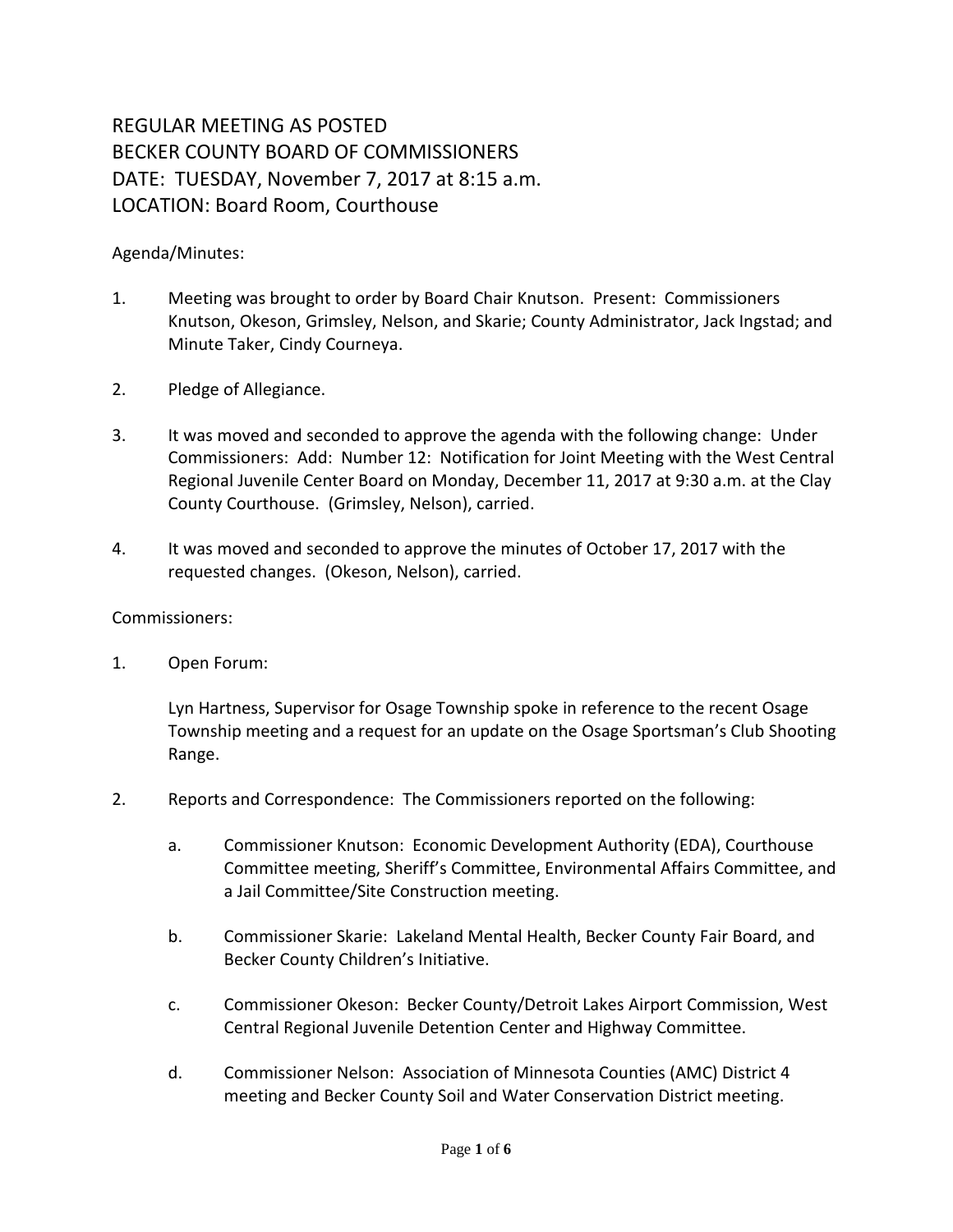# REGULAR MEETING AS POSTED
# BECKER COUNTY BOARD OF COMMISSIONERS
# DATE: TUESDAY, November 7, 2017 at 8:15 a.m.
# LOCATION: Board Room, Courthouse

Agenda/Minutes:

1. Meeting was brought to order by Board Chair Knutson. Present: Commissioners Knutson, Okeson, Grimsley, Nelson, and Skarie; County Administrator, Jack Ingstad; and Minute Taker, Cindy Courneya.

2. Pledge of Allegiance.

3. It was moved and seconded to approve the agenda with the following change: Under Commissioners: Add: Number 12: Notification for Joint Meeting with the West Central Regional Juvenile Center Board on Monday, December 11, 2017 at 9:30 a.m. at the Clay County Courthouse. (Grimsley, Nelson), carried.

4. It was moved and seconded to approve the minutes of October 17, 2017 with the requested changes. (Okeson, Nelson), carried.

Commissioners:

1. Open Forum:

   Lyn Hartness, Supervisor for Osage Township spoke in reference to the recent Osage Township meeting and a request for an update on the Osage Sportsman's Club Shooting Range.

2. Reports and Correspondence: The Commissioners reported on the following:

   a. Commissioner Knutson: Economic Development Authority (EDA), Courthouse Committee meeting, Sheriff's Committee, Environmental Affairs Committee, and a Jail Committee/Site Construction meeting.

   b. Commissioner Skarie: Lakeland Mental Health, Becker County Fair Board, and Becker County Children's Initiative.

   c. Commissioner Okeson: Becker County/Detroit Lakes Airport Commission, West Central Regional Juvenile Detention Center and Highway Committee.

   d. Commissioner Nelson: Association of Minnesota Counties (AMC) District 4 meeting and Becker County Soil and Water Conservation District meeting.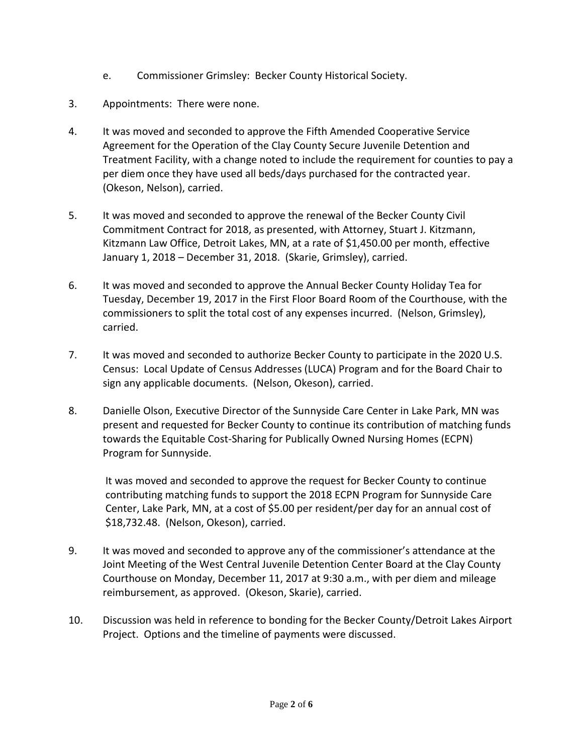e. Commissioner Grimsley: Becker County Historical Society.

3. Appointments: There were none.

4. It was moved and seconded to approve the Fifth Amended Cooperative Service Agreement for the Operation of the Clay County Secure Juvenile Detention and Treatment Facility, with a change noted to include the requirement for counties to pay a per diem once they have used all beds/days purchased for the contracted year. (Okeson, Nelson), carried.

5. It was moved and seconded to approve the renewal of the Becker County Civil Commitment Contract for 2018, as presented, with Attorney, Stuart J. Kitzmann, Kitzmann Law Office, Detroit Lakes, MN, at a rate of $1,450.00 per month, effective January 1, 2018 – December 31, 2018. (Skarie, Grimsley), carried.

6. It was moved and seconded to approve the Annual Becker County Holiday Tea for Tuesday, December 19, 2017 in the First Floor Board Room of the Courthouse, with the commissioners to split the total cost of any expenses incurred. (Nelson, Grimsley), carried.

7. It was moved and seconded to authorize Becker County to participate in the 2020 U.S. Census: Local Update of Census Addresses (LUCA) Program and for the Board Chair to sign any applicable documents. (Nelson, Okeson), carried.

8. Danielle Olson, Executive Director of the Sunnyside Care Center in Lake Park, MN was present and requested for Becker County to continue its contribution of matching funds towards the Equitable Cost-Sharing for Publically Owned Nursing Homes (ECPN) Program for Sunnyside.

   It was moved and seconded to approve the request for Becker County to continue contributing matching funds to support the 2018 ECPN Program for Sunnyside Care Center, Lake Park, MN, at a cost of $5.00 per resident/per day for an annual cost of $18,732.48. (Nelson, Okeson), carried.

9. It was moved and seconded to approve any of the commissioner's attendance at the Joint Meeting of the West Central Juvenile Detention Center Board at the Clay County Courthouse on Monday, December 11, 2017 at 9:30 a.m., with per diem and mileage reimbursement, as approved. (Okeson, Skarie), carried.

10. Discussion was held in reference to bonding for the Becker County/Detroit Lakes Airport Project. Options and the timeline of payments were discussed.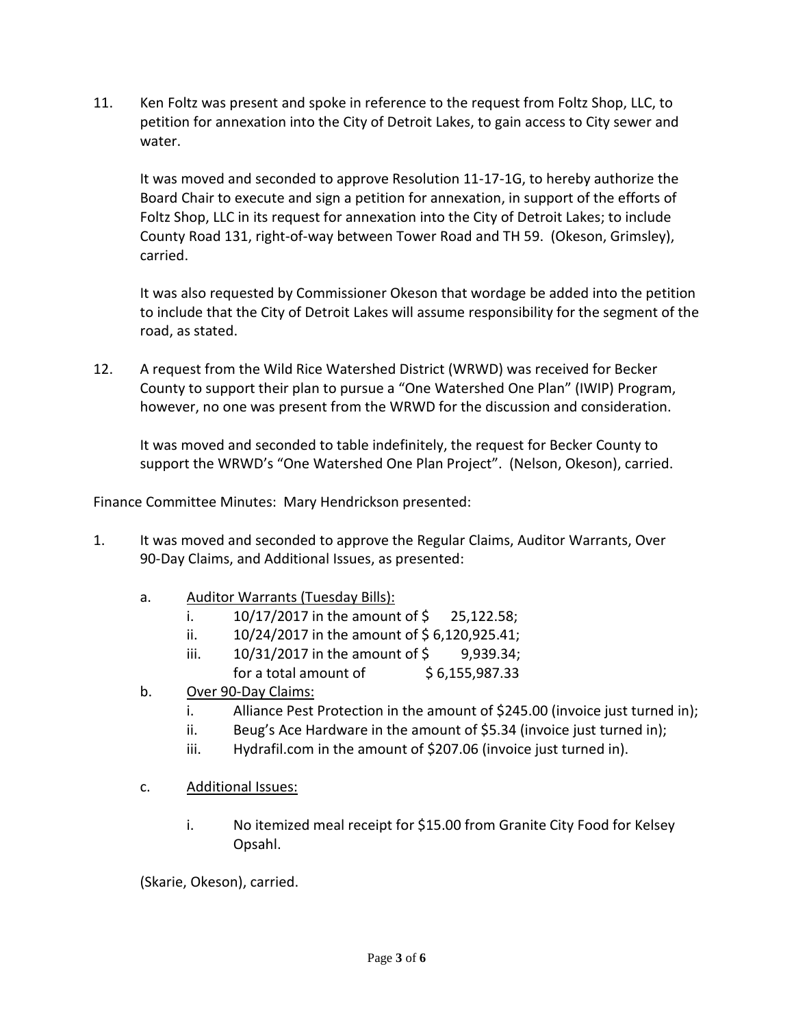11. Ken Foltz was present and spoke in reference to the request from Foltz Shop, LLC, to petition for annexation into the City of Detroit Lakes, to gain access to City sewer and water.

    It was moved and seconded to approve Resolution 11-17-1G, to hereby authorize the Board Chair to execute and sign a petition for annexation, in support of the efforts of Foltz Shop, LLC in its request for annexation into the City of Detroit Lakes; to include County Road 131, right-of-way between Tower Road and TH 59. (Okeson, Grimsley), carried.

    It was also requested by Commissioner Okeson that wordage be added into the petition to include that the City of Detroit Lakes will assume responsibility for the segment of the road, as stated.

12. A request from the Wild Rice Watershed District (WRWD) was received for Becker County to support their plan to pursue a "One Watershed One Plan" (IWIP) Program, however, no one was present from the WRWD for the discussion and consideration.

    It was moved and seconded to table indefinitely, the request for Becker County to support the WRWD's "One Watershed One Plan Project". (Nelson, Okeson), carried.

Finance Committee Minutes: Mary Hendrickson presented:

1. It was moved and seconded to approve the Regular Claims, Auditor Warrants, Over 90-Day Claims, and Additional Issues, as presented:

    a. <u>Auditor Warrants (Tuesday Bills):</u>
        i. 10/17/2017 in the amount of $ 25,122.58;
        ii. 10/24/2017 in the amount of $ 6,120,925.41;
        iii. 10/31/2017 in the amount of $ 9,939.34;
        for a total amount of $ 6,155,987.33
    b. <u>Over 90-Day Claims:</u>
        i. Alliance Pest Protection in the amount of $245.00 (invoice just turned in);
        ii. Beug's Ace Hardware in the amount of $5.34 (invoice just turned in);
        iii. Hydrafil.com in the amount of $207.06 (invoice just turned in).
    c. <u>Additional Issues:</u>
        i. No itemized meal receipt for $15.00 from Granite City Food for Kelsey Opsahl.

    (Skarie, Okeson), carried.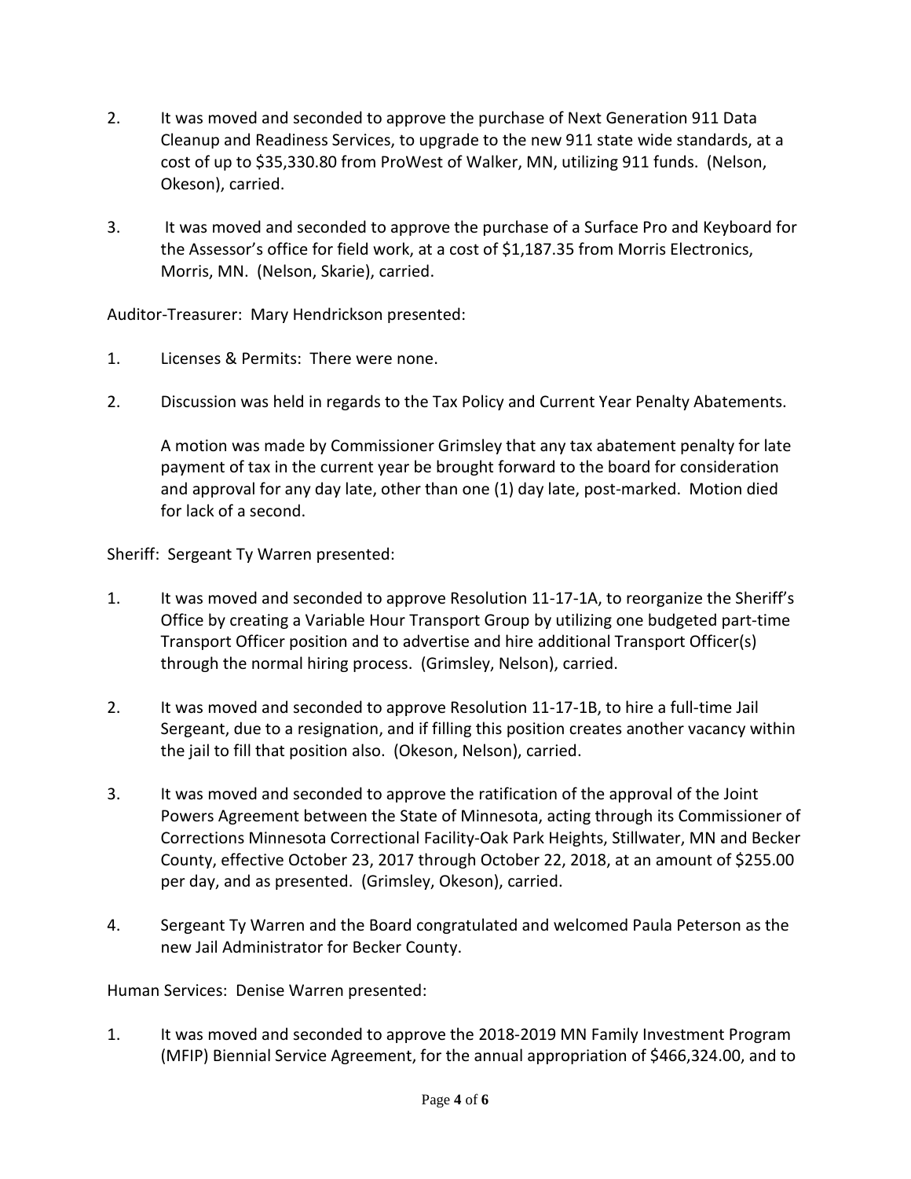2. It was moved and seconded to approve the purchase of Next Generation 911 Data Cleanup and Readiness Services, to upgrade to the new 911 state wide standards, at a cost of up to $35,330.80 from ProWest of Walker, MN, utilizing 911 funds. (Nelson, Okeson), carried.

3. It was moved and seconded to approve the purchase of a Surface Pro and Keyboard for the Assessor's office for field work, at a cost of $1,187.35 from Morris Electronics, Morris, MN. (Nelson, Skarie), carried.

Auditor-Treasurer: Mary Hendrickson presented:

1. Licenses & Permits: There were none.

2. Discussion was held in regards to the Tax Policy and Current Year Penalty Abatements.

   A motion was made by Commissioner Grimsley that any tax abatement penalty for late payment of tax in the current year be brought forward to the board for consideration and approval for any day late, other than one (1) day late, post-marked. Motion died for lack of a second.

Sheriff: Sergeant Ty Warren presented:

1. It was moved and seconded to approve Resolution 11-17-1A, to reorganize the Sheriff's Office by creating a Variable Hour Transport Group by utilizing one budgeted part-time Transport Officer position and to advertise and hire additional Transport Officer(s) through the normal hiring process. (Grimsley, Nelson), carried.

2. It was moved and seconded to approve Resolution 11-17-1B, to hire a full-time Jail Sergeant, due to a resignation, and if filling this position creates another vacancy within the jail to fill that position also. (Okeson, Nelson), carried.

3. It was moved and seconded to approve the ratification of the approval of the Joint Powers Agreement between the State of Minnesota, acting through its Commissioner of Corrections Minnesota Correctional Facility-Oak Park Heights, Stillwater, MN and Becker County, effective October 23, 2017 through October 22, 2018, at an amount of $255.00 per day, and as presented. (Grimsley, Okeson), carried.

4. Sergeant Ty Warren and the Board congratulated and welcomed Paula Peterson as the new Jail Administrator for Becker County.

Human Services: Denise Warren presented:

1. It was moved and seconded to approve the 2018-2019 MN Family Investment Program (MFIP) Biennial Service Agreement, for the annual appropriation of $466,324.00, and to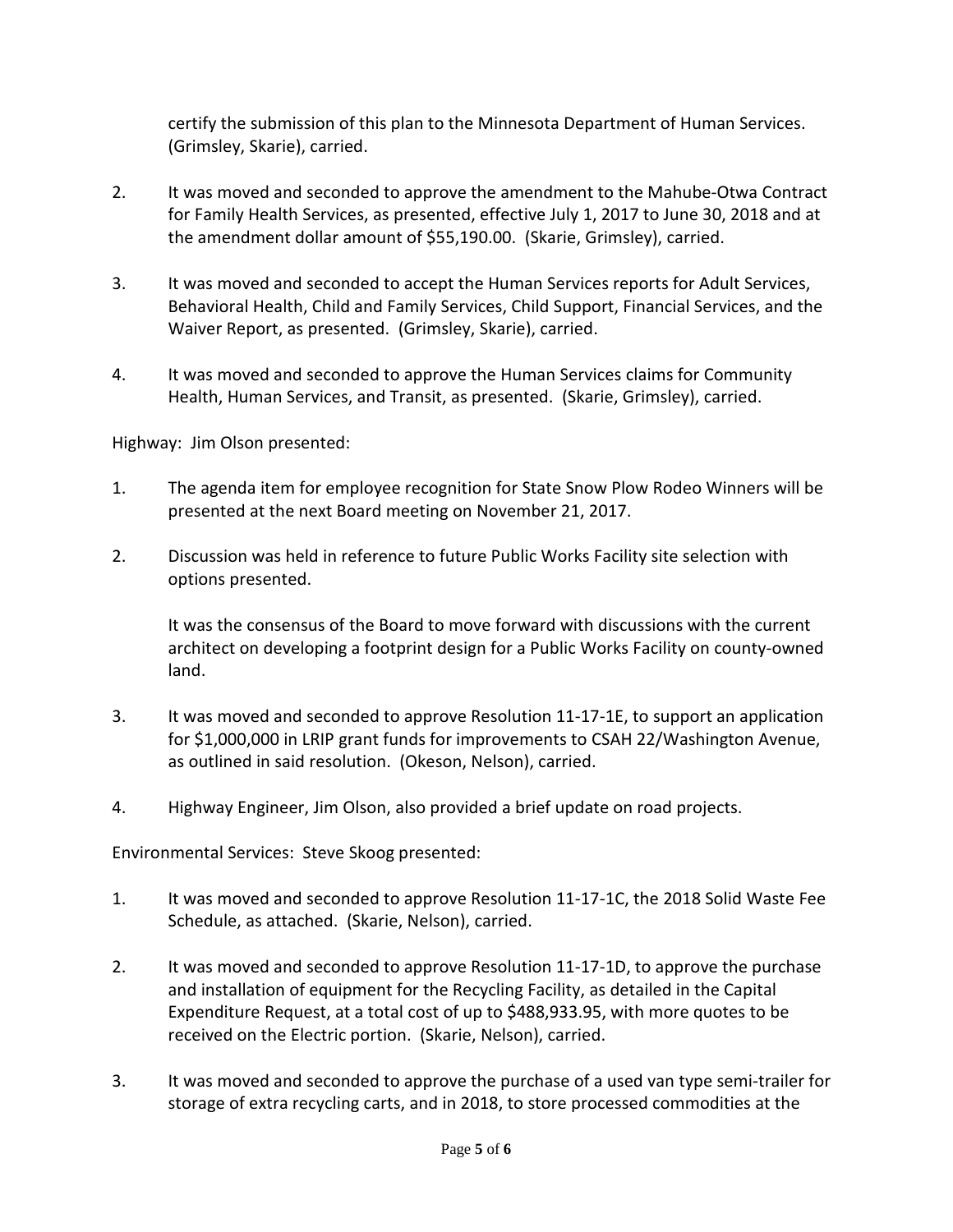certify the submission of this plan to the Minnesota Department of Human Services. (Grimsley, Skarie), carried.

2. It was moved and seconded to approve the amendment to the Mahube-Otwa Contract for Family Health Services, as presented, effective July 1, 2017 to June 30, 2018 and at the amendment dollar amount of $55,190.00. (Skarie, Grimsley), carried.

3. It was moved and seconded to accept the Human Services reports for Adult Services, Behavioral Health, Child and Family Services, Child Support, Financial Services, and the Waiver Report, as presented. (Grimsley, Skarie), carried.

4. It was moved and seconded to approve the Human Services claims for Community Health, Human Services, and Transit, as presented. (Skarie, Grimsley), carried.

Highway: Jim Olson presented:

1. The agenda item for employee recognition for State Snow Plow Rodeo Winners will be presented at the next Board meeting on November 21, 2017.

2. Discussion was held in reference to future Public Works Facility site selection with options presented.

   It was the consensus of the Board to move forward with discussions with the current architect on developing a footprint design for a Public Works Facility on county-owned land.

3. It was moved and seconded to approve Resolution 11-17-1E, to support an application for $1,000,000 in LRIP grant funds for improvements to CSAH 22/Washington Avenue, as outlined in said resolution. (Okeson, Nelson), carried.

4. Highway Engineer, Jim Olson, also provided a brief update on road projects.

Environmental Services: Steve Skoog presented:

1. It was moved and seconded to approve Resolution 11-17-1C, the 2018 Solid Waste Fee Schedule, as attached. (Skarie, Nelson), carried.

2. It was moved and seconded to approve Resolution 11-17-1D, to approve the purchase and installation of equipment for the Recycling Facility, as detailed in the Capital Expenditure Request, at a total cost of up to $488,933.95, with more quotes to be received on the Electric portion. (Skarie, Nelson), carried.

3. It was moved and seconded to approve the purchase of a used van type semi-trailer for storage of extra recycling carts, and in 2018, to store processed commodities at the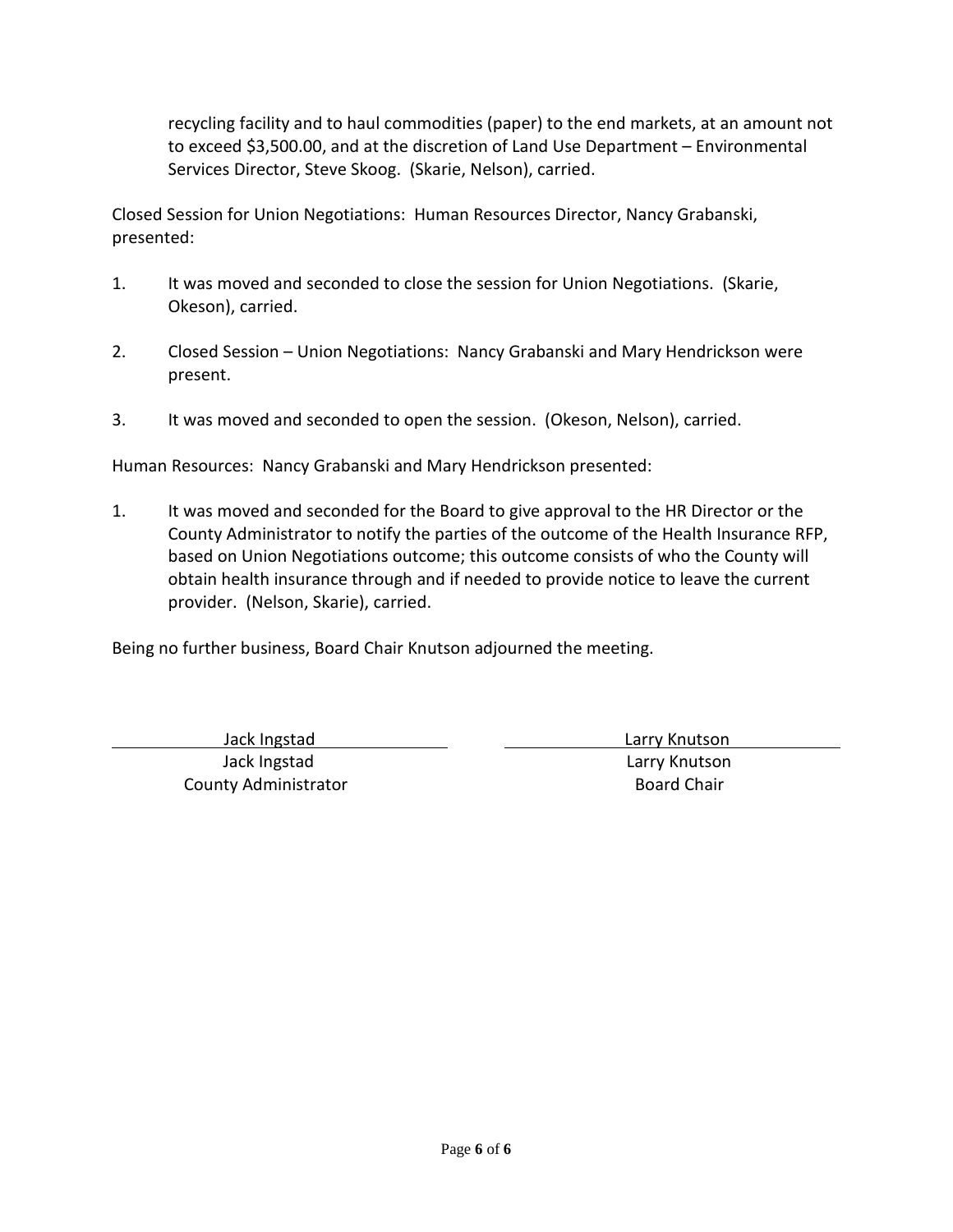recycling facility and to haul commodities (paper) to the end markets, at an amount not to exceed $3,500.00, and at the discretion of Land Use Department – Environmental Services Director, Steve Skoog. (Skarie, Nelson), carried.

Closed Session for Union Negotiations: Human Resources Director, Nancy Grabanski, presented:

1. It was moved and seconded to close the session for Union Negotiations. (Skarie, Okeson), carried.

2. Closed Session – Union Negotiations: Nancy Grabanski and Mary Hendrickson were present.

3. It was moved and seconded to open the session. (Okeson, Nelson), carried.

Human Resources: Nancy Grabanski and Mary Hendrickson presented:

1. It was moved and seconded for the Board to give approval to the HR Director or the County Administrator to notify the parties of the outcome of the Health Insurance RFP, based on Union Negotiations outcome; this outcome consists of who the County will obtain health insurance through and if needed to provide notice to leave the current provider. (Nelson, Skarie), carried.

Being no further business, Board Chair Knutson adjourned the meeting.

Jack Ingstad
Jack Ingstad
County Administrator

Larry Knutson
Larry Knutson
Board Chair